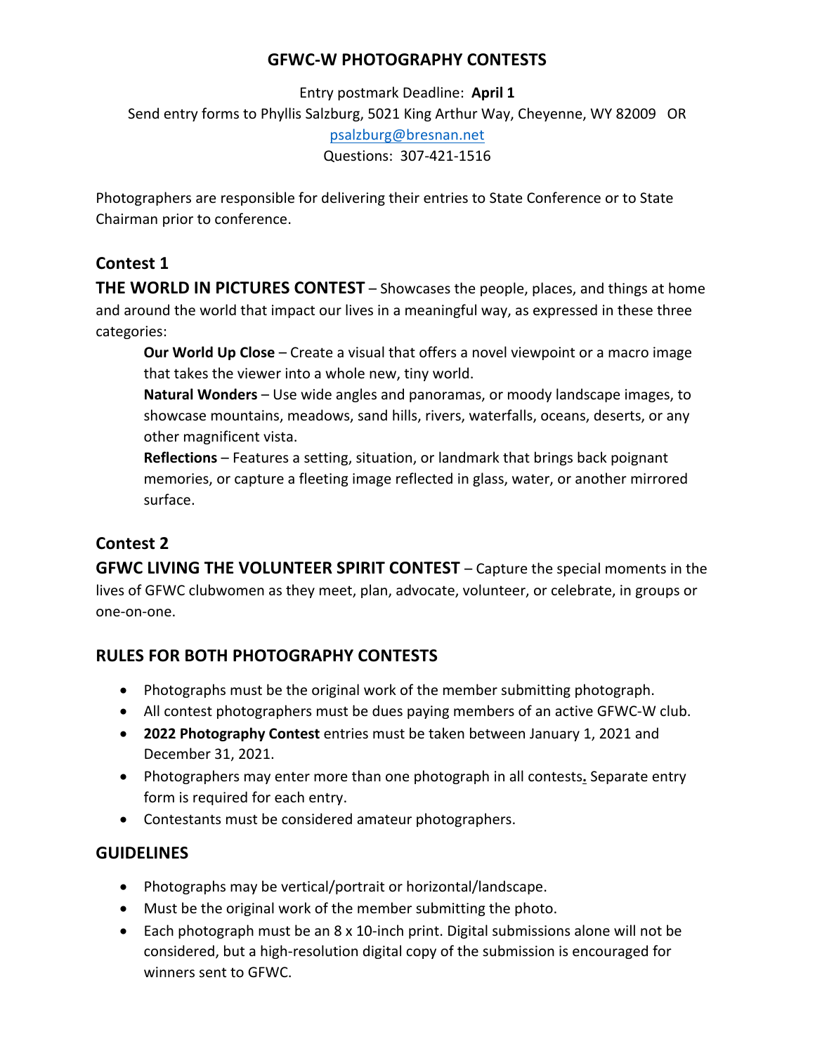# GFWC-W PHOTOGRAPHY CONTESTS

Entry postmark Deadline: **April 1**

Send entry forms to Phyllis Salzburg, 5021 King Arthur Way, Cheyenne, WY 82009 OR psalzburg@bresnan.net

Questions: 307-421-1516

Photographers are responsible for delivering their entries to State Conference or to State Chairman prior to conference.

## Contest 1

**THE WORLD IN PICTURES CONTEST** – Showcases the people, places, and things at home and around the world that impact our lives in a meaningful way, as expressed in these three categories:

**Our World Up Close** – Create a visual that offers a novel viewpoint or a macro image that takes the viewer into a whole new, tiny world.

**Natural Wonders** – Use wide angles and panoramas, or moody landscape images, to showcase mountains, meadows, sand hills, rivers, waterfalls, oceans, deserts, or any other magnificent vista.

**Reflections** – Features a setting, situation, or landmark that brings back poignant memories, or capture a fleeting image reflected in glass, water, or another mirrored surface.

## Contest 2

**GFWC LIVING THE VOLUNTEER SPIRIT CONTEST** – Capture the special moments in the lives of GFWC clubwomen as they meet, plan, advocate, volunteer, or celebrate, in groups or one-on-one.

## RULES FOR BOTH PHOTOGRAPHY CONTESTS

- Photographs must be the original work of the member submitting photograph.
- All contest photographers must be dues paying members of an active GFWC-W club.
- **2022 Photography Contest** entries must be taken between January 1, 2021 and December 31, 2021.
- Photographers may enter more than one photograph in all contests. Separate entry form is required for each entry.
- Contestants must be considered amateur photographers.

## GUIDELINES

- Photographs may be vertical/portrait or horizontal/landscape.
- Must be the original work of the member submitting the photo.
- Each photograph must be an 8 x 10-inch print. Digital submissions alone will not be considered, but a high-resolution digital copy of the submission is encouraged for winners sent to GFWC.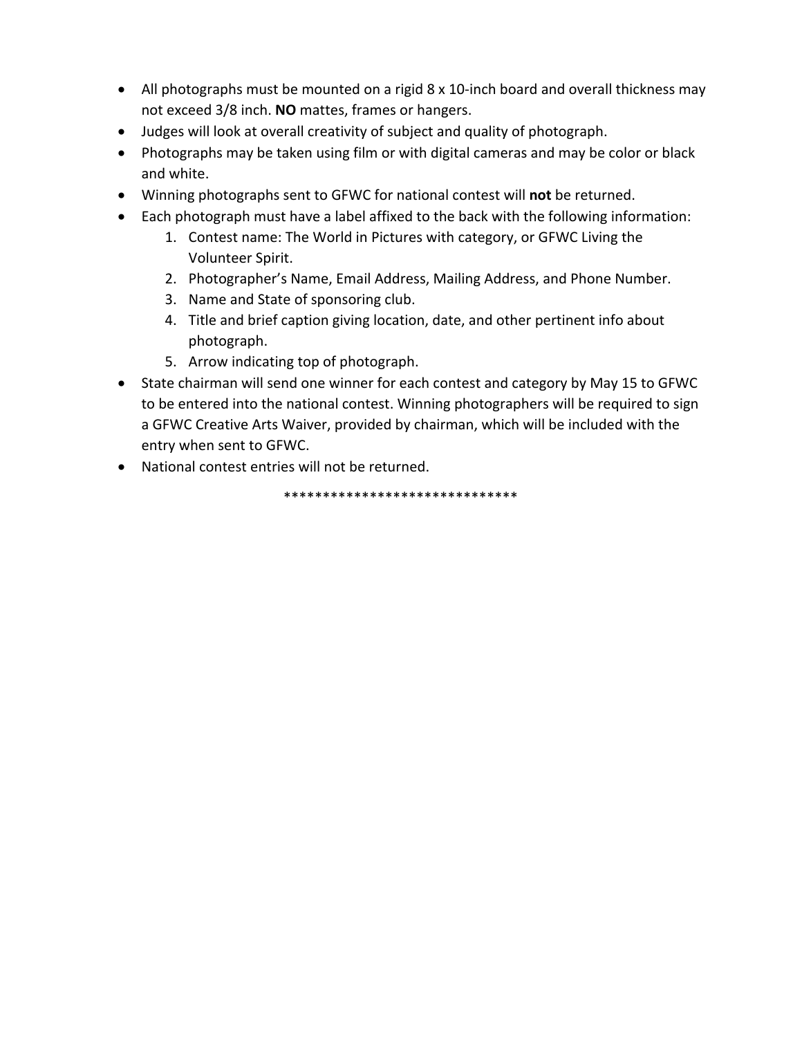- All photographs must be mounted on a rigid 8 x 10-inch board and overall thickness may not exceed 3/8 inch. **NO** mattes, frames or hangers.
- Judges will look at overall creativity of subject and quality of photograph.
- Photographs may be taken using film or with digital cameras and may be color or black and white.
- Winning photographs sent to GFWC for national contest will **not** be returned.
- Each photograph must have a label affixed to the back with the following information:
    1. Contest name: The World in Pictures with category, or GFWC Living the Volunteer Spirit.
    2. Photographer's Name, Email Address, Mailing Address, and Phone Number.
    3. Name and State of sponsoring club.
    4. Title and brief caption giving location, date, and other pertinent info about photograph.
    5. Arrow indicating top of photograph.
- State chairman will send one winner for each contest and category by May 15 to GFWC to be entered into the national contest. Winning photographers will be required to sign a GFWC Creative Arts Waiver, provided by chairman, which will be included with the entry when sent to GFWC.
- National contest entries will not be returned.

******************************